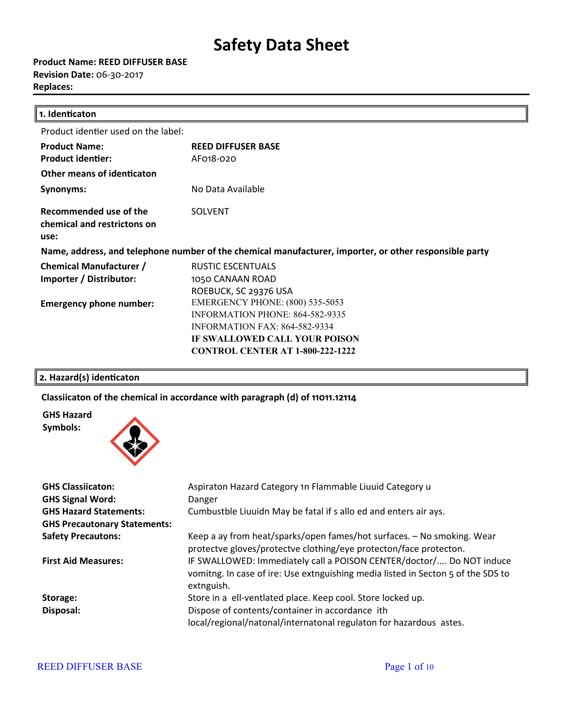# Safety Data Sheet

**Product Name: REED DIFFUSER BASE**
**Revision Date:** 06-30-2017
**Replaces:**

## 1. Identicaton

Product identier used on the label:

| | |
|---|---|
| **Product Name:** | **REED DIFFUSER BASE** |
| **Product identier:** | AF018-020 |
| **Other means of identicaton** | |
| **Synonyms:** | No Data Available |
| **Recommended use of the chemical and restrictons on use:** | SOLVENT |

**Name, address, and telephone number of the chemical manufacturer, importer, or other responsible party**

| | |
|---|---|
| **Chemical Manufacturer / Importer / Distributor:** | RUSTIC ESCENTUALS<br>1050 CANAAN ROAD<br>ROEBUCK, SC 29376 USA |
| **Emergency phone number:** | EMERGENCY PHONE: (800) 535-5053<br>INFORMATION PHONE: 864-582-9335<br>INFORMATION FAX: 864-582-9334<br>**IF SWALLOWED CALL YOUR POISON CONTROL CENTER AT 1-800-222-1222** |

## 2. Hazard(s) identicaton

**Classiicaton of the chemical in accordance with paragraph (d) of 11011.12114**

**GHS Hazard Symbols:**

| | |
|---|---|
| **GHS Classiicaton:** | Aspiraton Hazard Category 1n Flammable Liuuid Category u |
| **GHS Signal Word:** | Danger |
| **GHS Hazard Statements:** | Cumbustble Liuuidn May be fatal if s allo ed and enters air ays. |
| **GHS Precautonary Statements:** | |
| **Safety Precautons:** | Keep a ay from heat/sparks/open fames/hot surfaces. – No smoking. Wear protectve gloves/protectve clothing/eye protecton/face protecton. |
| **First Aid Measures:** | IF SWALLOWED: Immediately call a POISON CENTER/doctor/.... Do NOT induce vomitng. In case of ire: Use extnguishing media listed in Secton 5 of the SDS to extnguish. |
| **Storage:** | Store in a ell-ventlated place. Keep cool. Store locked up. |
| **Disposal:** | Dispose of contents/container in accordance ith local/regional/natonal/internatonal regulaton for hazardous astes. |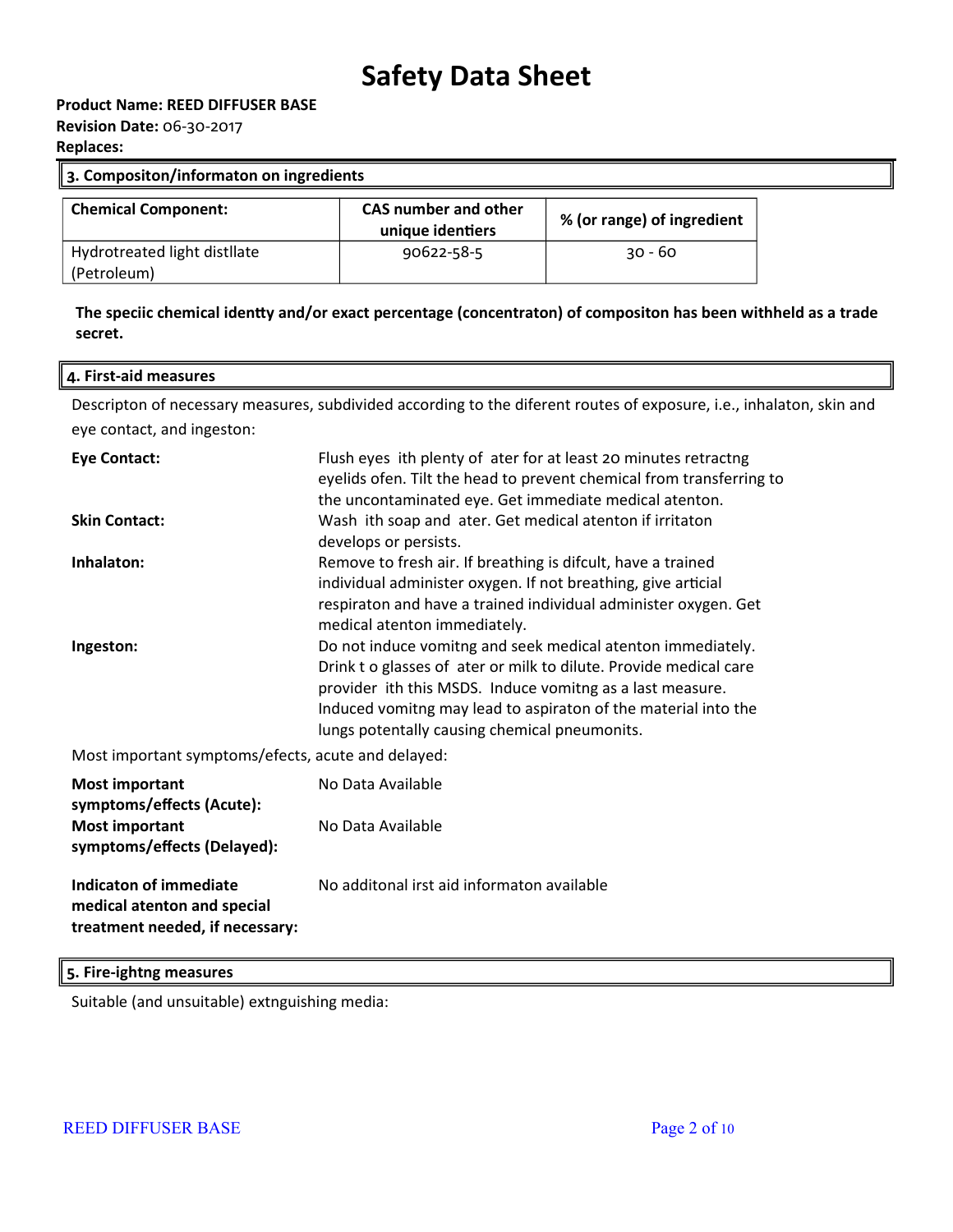# Safety Data Sheet

**Product Name: REED DIFFUSER BASE**
**Revision Date:** 06-30-2017
**Replaces:**

## 3. Compositon/informaton on ingredients

| Chemical Component: | CAS number and other unique identiers | % (or range) of ingredient |
|---|---|---|
| Hydrotreated light distllate (Petroleum) | 90622-58-5 | 30 - 60 |

**The speciic chemical identty and/or exact percentage (concentraton) of compositon has been withheld as a trade secret.**

## 4. First-aid measures

Descripton of necessary measures, subdivided according to the diferent routes of exposure, i.e., inhalaton, skin and eye contact, and ingeston:

**Eye Contact:** Flush eyes ith plenty of ater for at least 20 minutes retractng eyelids ofen. Tilt the head to prevent chemical from transferring to the uncontaminated eye. Get immediate medical atenton.

**Skin Contact:** Wash ith soap and ater. Get medical atenton if irritaton develops or persists.

**Inhalaton:** Remove to fresh air. If breathing is difcult, have a trained individual administer oxygen. If not breathing, give artcial respiraton and have a trained individual administer oxygen. Get medical atenton immediately.

**Ingeston:** Do not induce vomitng and seek medical atenton immediately. Drink t o glasses of ater or milk to dilute. Provide medical care provider ith this MSDS. Induce vomitng as a last measure. Induced vomitng may lead to aspiraton of the material into the lungs potentally causing chemical pneumonits.

Most important symptoms/efects, acute and delayed:

**Most important symptoms/effects (Acute):** No Data Available

**Most important symptoms/effects (Delayed):** No Data Available

**Indicaton of immediate medical atenton and special treatment needed, if necessary:** No additonal irst aid informaton available

## 5. Fire-ightng measures

Suitable (and unsuitable) extnguishing media: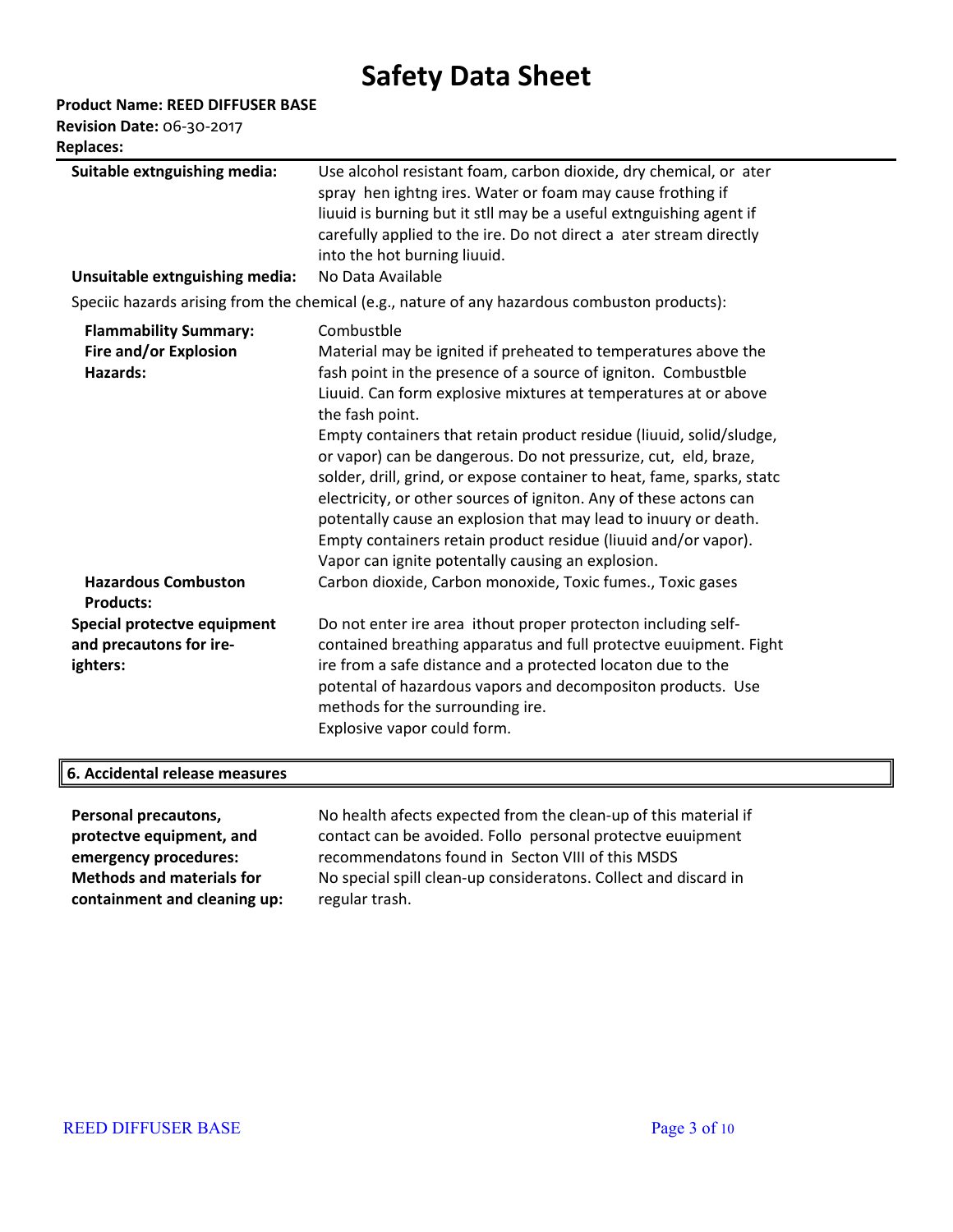# Safety Data Sheet

**Product Name: REED DIFFUSER BASE**
**Revision Date:** 06-30-2017
**Replaces:**

**Suitable extnguishing media:** Use alcohol resistant foam, carbon dioxide, dry chemical, or ater spray hen ightng ires. Water or foam may cause frothing if liuuid is burning but it stll may be a useful extnguishing agent if carefully applied to the ire. Do not direct a ater stream directly into the hot burning liuuid.

**Unsuitable extnguishing media:** No Data Available

Speciic hazards arising from the chemical (e.g., nature of any hazardous combuston products):

**Flammability Summary:** Combustble

**Fire and/or Explosion Hazards:** Material may be ignited if preheated to temperatures above the fash point in the presence of a source of igniton. Combustble Liuuid. Can form explosive mixtures at temperatures at or above the fash point.
Empty containers that retain product residue (liuuid, solid/sludge, or vapor) can be dangerous. Do not pressurize, cut, eld, braze, solder, drill, grind, or expose container to heat, fame, sparks, statc electricity, or other sources of igniton. Any of these actons can potentally cause an explosion that may lead to inuury or death. Empty containers retain product residue (liuuid and/or vapor). Vapor can ignite potentally causing an explosion.

**Hazardous Combuston Products:** Carbon dioxide, Carbon monoxide, Toxic fumes., Toxic gases

**Special protectve equipment and precautons for ire-ighters:** Do not enter ire area ithout proper protecton including self-contained breathing apparatus and full protectve euuipment. Fight ire from a safe distance and a protected locaton due to the potental of hazardous vapors and decompositon products. Use methods for the surrounding ire.
Explosive vapor could form.

## 6. Accidental release measures

**Personal precautons, protectve equipment, and emergency procedures:** No health afects expected from the clean-up of this material if contact can be avoided. Follo personal protectve euuipment recommendatons found in Secton VIII of this MSDS

**Methods and materials for containment and cleaning up:** No special spill clean-up consideratons. Collect and discard in regular trash.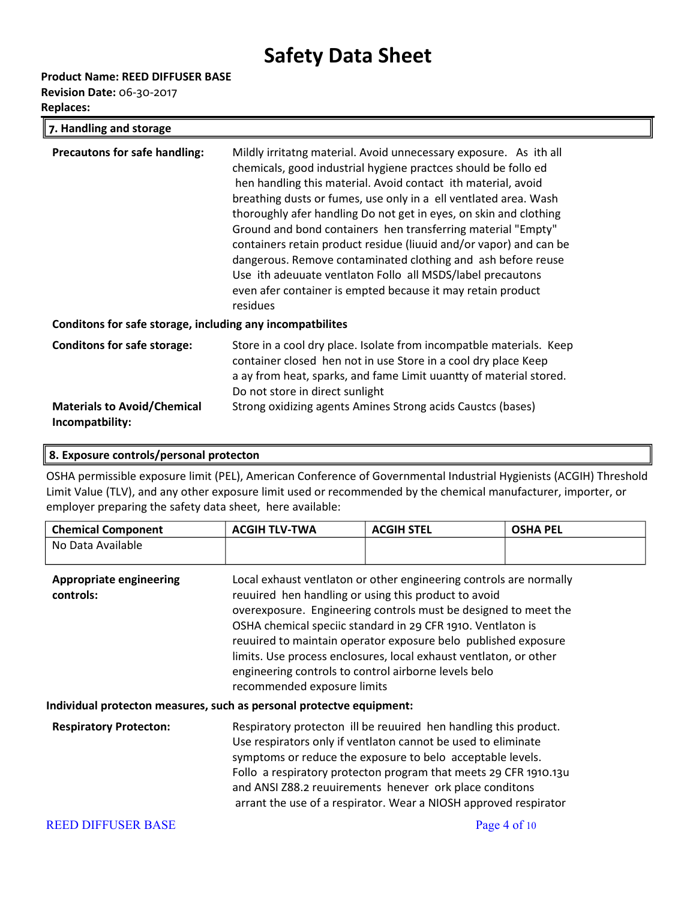# Safety Data Sheet

**Product Name: REED DIFFUSER BASE**
**Revision Date:** 06-30-2017
**Replaces:**

## 7. Handling and storage

**Precautons for safe handling:** Mildly irritatng material. Avoid unnecessary exposure. As ith all chemicals, good industrial hygiene practces should be follo ed hen handling this material. Avoid contact ith material, avoid breathing dusts or fumes, use only in a ell ventlated area. Wash thoroughly afer handling Do not get in eyes, on skin and clothing Ground and bond containers hen transferring material "Empty" containers retain product residue (liuuid and/or vapor) and can be dangerous. Remove contaminated clothing and ash before reuse Use ith adeuuate ventlaton Follo all MSDS/label precautons even afer container is empted because it may retain product residues

**Conditons for safe storage, including any incompatbilites**

**Conditons for safe storage:** Store in a cool dry place. Isolate from incompatble materials. Keep container closed hen not in use Store in a cool dry place Keep a ay from heat, sparks, and fame Limit uuantty of material stored. Do not store in direct sunlight

**Materials to Avoid/Chemical Incompatbility:** Strong oxidizing agents Amines Strong acids Caustcs (bases)

## 8. Exposure controls/personal protecton

OSHA permissible exposure limit (PEL), American Conference of Governmental Industrial Hygienists (ACGIH) Threshold Limit Value (TLV), and any other exposure limit used or recommended by the chemical manufacturer, importer, or employer preparing the safety data sheet, here available:

| Chemical Component | ACGIH TLV-TWA | ACGIH STEL | OSHA PEL |
|---|---|---|---|
| No Data Available | | | |

**Appropriate engineering controls:** Local exhaust ventlaton or other engineering controls are normally reuuired hen handling or using this product to avoid overexposure. Engineering controls must be designed to meet the OSHA chemical speciic standard in 29 CFR 1910. Ventlaton is reuuired to maintain operator exposure belo published exposure limits. Use process enclosures, local exhaust ventlaton, or other engineering controls to control airborne levels belo recommended exposure limits

**Individual protecton measures, such as personal protectve equipment:**

**Respiratory Protecton:** Respiratory protecton ill be reuuired hen handling this product. Use respirators only if ventlaton cannot be used to eliminate symptoms or reduce the exposure to belo acceptable levels. Follo a respiratory protecton program that meets 29 CFR 1910.13u and ANSI Z88.2 reuuirements henever ork place conditons arrant the use of a respirator. Wear a NIOSH approved respirator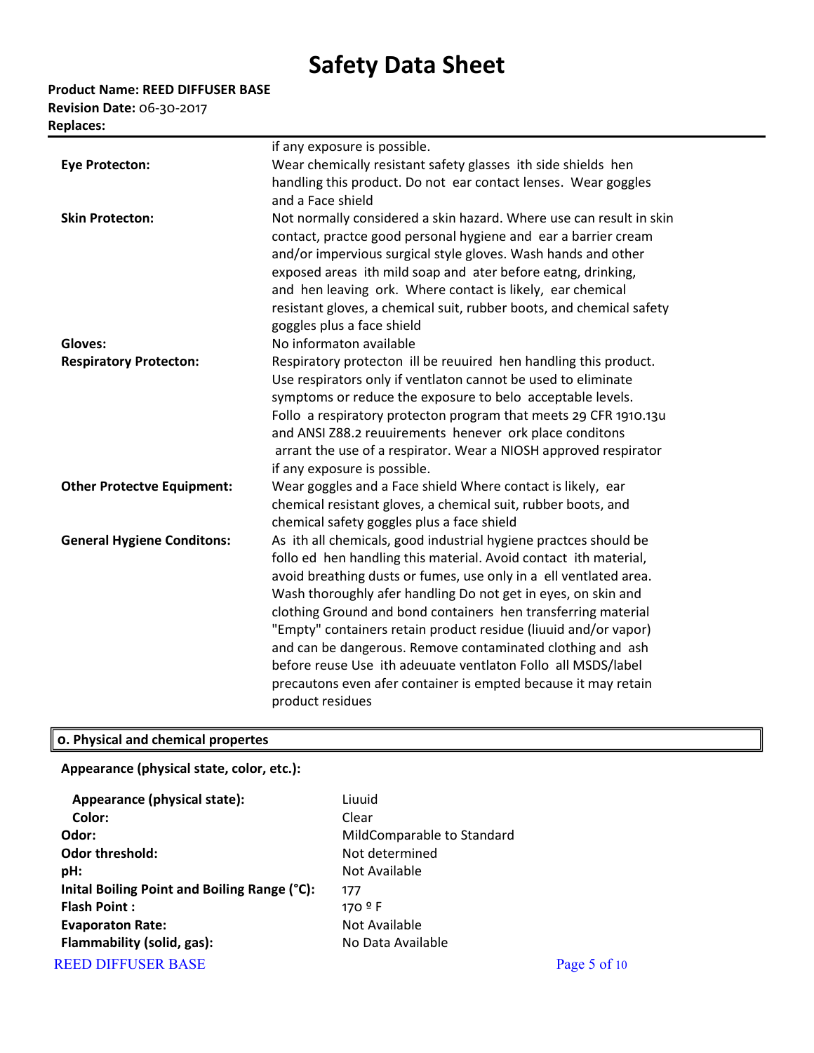| | |
|---|---|
| | if any exposure is possible. |
| **Eye Protecton:** | Wear chemically resistant safety glasses ith side shields hen handling this product. Do not ear contact lenses. Wear goggles and a Face shield |
| **Skin Protecton:** | Not normally considered a skin hazard. Where use can result in skin contact, practce good personal hygiene and ear a barrier cream and/or impervious surgical style gloves. Wash hands and other exposed areas ith mild soap and ater before eatng, drinking, and hen leaving ork. Where contact is likely, ear chemical resistant gloves, a chemical suit, rubber boots, and chemical safety goggles plus a face shield |
| **Gloves:** | No informaton available |
| **Respiratory Protecton:** | Respiratory protecton ill be reuuired hen handling this product. Use respirators only if ventlaton cannot be used to eliminate symptoms or reduce the exposure to belo acceptable levels. Follo a respiratory protecton program that meets 29 CFR 1910.13u and ANSI Z88.2 reuuirements henever ork place conditons arrant the use of a respirator. Wear a NIOSH approved respirator if any exposure is possible. |
| **Other Protectve Equipment:** | Wear goggles and a Face shield Where contact is likely, ear chemical resistant gloves, a chemical suit, rubber boots, and chemical safety goggles plus a face shield |
| **General Hygiene Conditons:** | As ith all chemicals, good industrial hygiene practces should be follo ed hen handling this material. Avoid contact ith material, avoid breathing dusts or fumes, use only in a ell ventlated area. Wash thoroughly afer handling Do not get in eyes, on skin and clothing Ground and bond containers hen transferring material "Empty" containers retain product residue (liuuid and/or vapor) and can be dangerous. Remove contaminated clothing and ash before reuse Use ith adeuuate ventlaton Follo all MSDS/label precautons even afer container is empted because it may retain product residues |

## o. Physical and chemical propertes

**Appearance (physical state, color, etc.):**

| | |
|---|---|
| **Appearance (physical state):** | Liuuid |
| **Color:** | Clear |
| **Odor:** | MildComparable to Standard |
| **Odor threshold:** | Not determined |
| **pH:** | Not Available |
| **Inital Boiling Point and Boiling Range (°C):** | 177 |
| **Flash Point :** | 170 º F |
| **Evaporaton Rate:** | Not Available |
| **Flammability (solid, gas):** | No Data Available |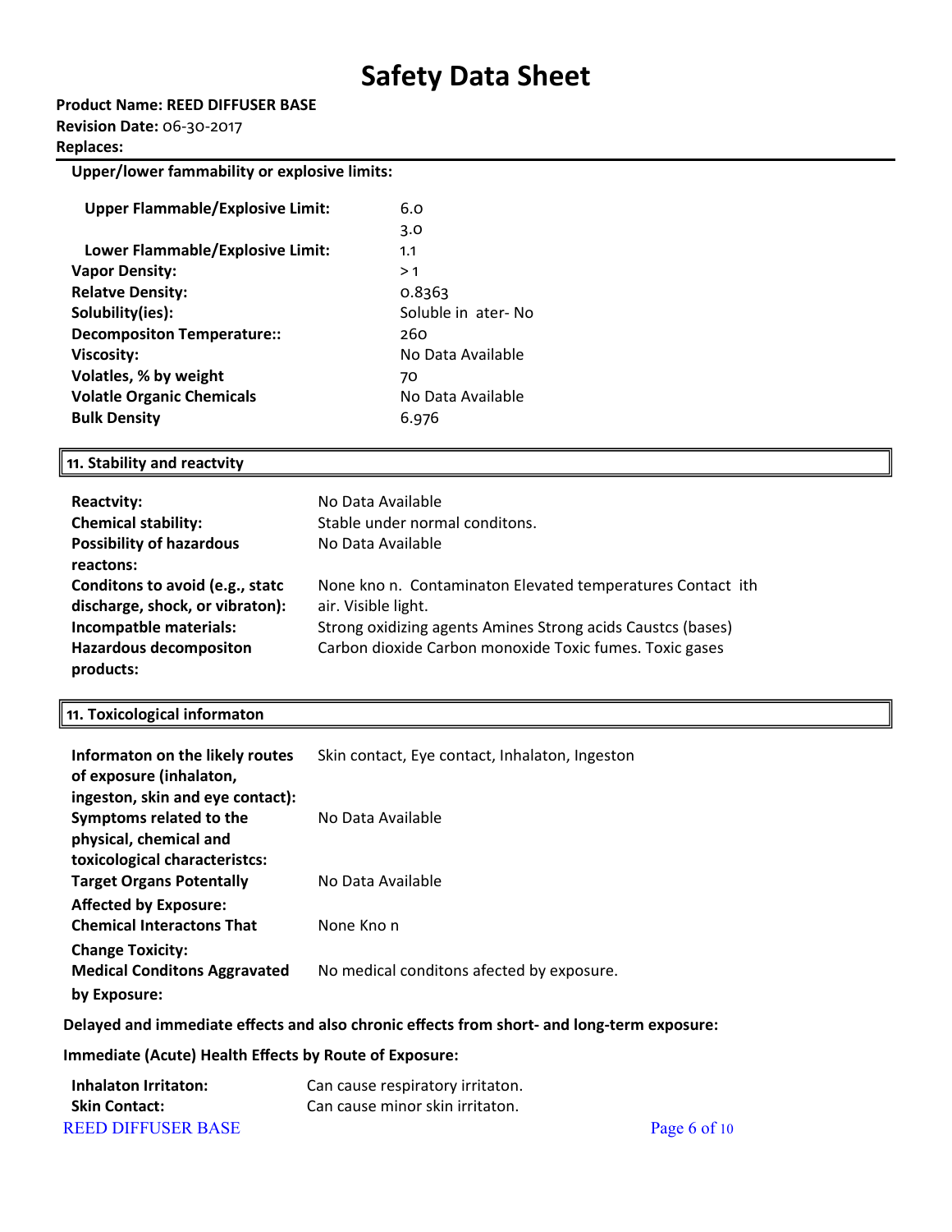**Upper/lower fammability or explosive limits:**

| | |
|---|---|
| **Upper Flammable/Explosive Limit:** | 6.0 |
| | 3.0 |
| **Lower Flammable/Explosive Limit:** | 1.1 |
| **Vapor Density:** | > 1 |
| **Relatve Density:** | 0.8363 |
| **Solubility(ies):** | Soluble in ater- No |
| **Decompositon Temperature::** | 260 |
| **Viscosity:** | No Data Available |
| **Volatles, % by weight** | 70 |
| **Volatle Organic Chemicals** | No Data Available |
| **Bulk Density** | 6.976 |

## 11. Stability and reactvity

| | |
|---|---|
| **Reactvity:** | No Data Available |
| **Chemical stability:** | Stable under normal conditons. |
| **Possibility of hazardous reactons:** | No Data Available |
| **Conditons to avoid (e.g., statc discharge, shock, or vibraton):** | None kno n. Contaminaton Elevated temperatures Contact ith air. Visible light. |
| **Incompatble materials:** | Strong oxidizing agents Amines Strong acids Caustcs (bases) |
| **Hazardous decompositon products:** | Carbon dioxide Carbon monoxide Toxic fumes. Toxic gases |

## 11. Toxicological informaton

| | |
|---|---|
| **Informaton on the likely routes of exposure (inhalaton, ingeston, skin and eye contact):** | Skin contact, Eye contact, Inhalaton, Ingeston |
| **Symptoms related to the physical, chemical and toxicological characteristcs:** | No Data Available |
| **Target Organs Potentally Affected by Exposure:** | No Data Available |
| **Chemical Interactons That Change Toxicity:** | None Kno n |
| **Medical Conditons Aggravated by Exposure:** | No medical conditons afected by exposure. |

**Delayed and immediate effects and also chronic effects from short- and long-term exposure:**

**Immediate (Acute) Health Effects by Route of Exposure:**

| | |
|---|---|
| **Inhalaton Irritaton:** | Can cause respiratory irritaton. |
| **Skin Contact:** | Can cause minor skin irritaton. |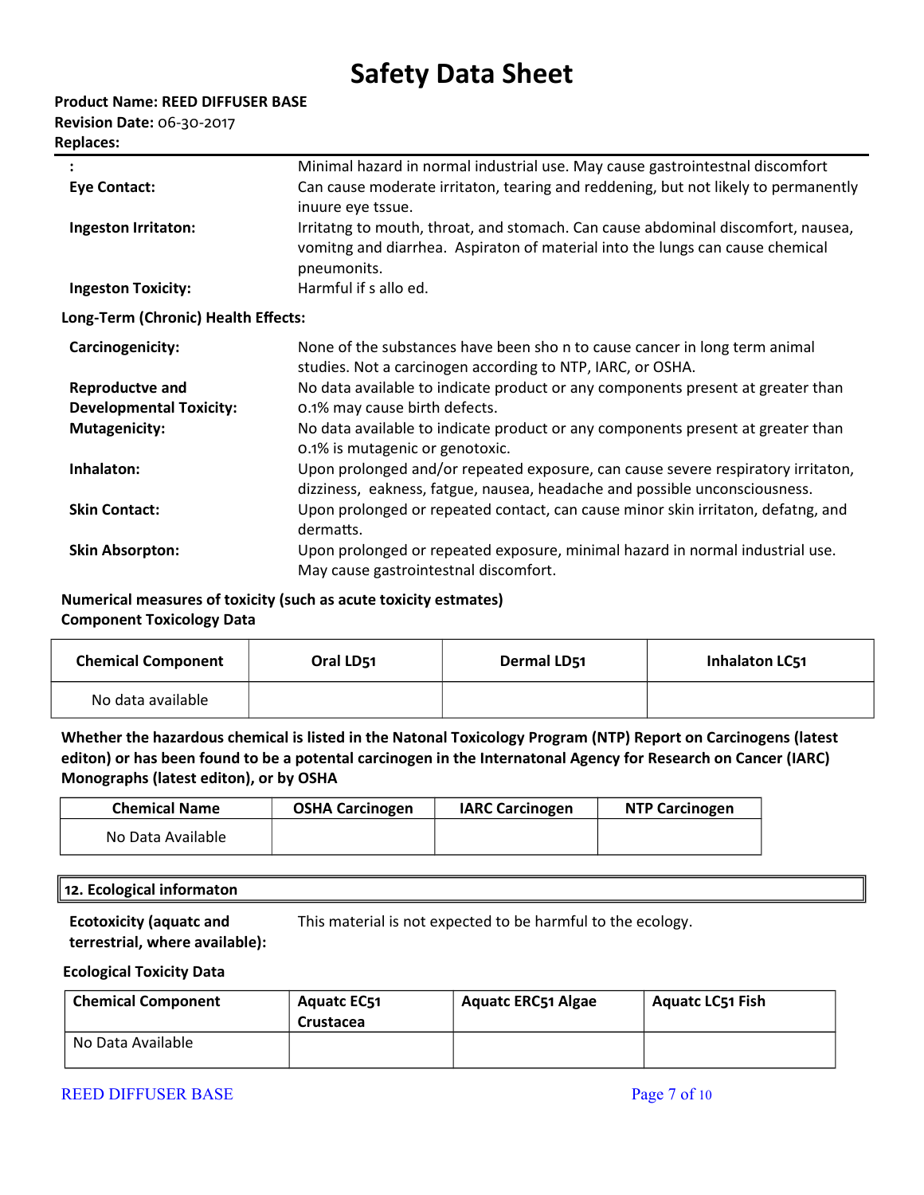# Safety Data Sheet

**Product Name: REED DIFFUSER BASE**
**Revision Date:** 06-30-2017
**Replaces:**

| | |
|---|---|
| **:** | Minimal hazard in normal industrial use. May cause gastrointestnal discomfort |
| **Eye Contact:** | Can cause moderate irritaton, tearing and reddening, but not likely to permanently inuure eye tssue. |
| **Ingeston Irritaton:** | Irritatng to mouth, throat, and stomach. Can cause abdominal discomfort, nausea, vomitng and diarrhea. Aspiraton of material into the lungs can cause chemical pneumonits. |
| **Ingeston Toxicity:** | Harmful if s allo ed. |

**Long-Term (Chronic) Health Effects:**

| | |
|---|---|
| **Carcinogenicity:** | None of the substances have been sho n to cause cancer in long term animal studies. Not a carcinogen according to NTP, IARC, or OSHA. |
| **Reproductve and Developmental Toxicity:** | No data available to indicate product or any components present at greater than 0.1% may cause birth defects. |
| **Mutagenicity:** | No data available to indicate product or any components present at greater than 0.1% is mutagenic or genotoxic. |
| **Inhalaton:** | Upon prolonged and/or repeated exposure, can cause severe respiratory irritaton, dizziness, eakness, fatgue, nausea, headache and possible unconsciousness. |
| **Skin Contact:** | Upon prolonged or repeated contact, can cause minor skin irritaton, defatng, and dermatts. |
| **Skin Absorpton:** | Upon prolonged or repeated exposure, minimal hazard in normal industrial use. May cause gastrointestnal discomfort. |

**Numerical measures of toxicity (such as acute toxicity estmates)**
**Component Toxicology Data**

| Chemical Component | Oral LD51 | Dermal LD51 | Inhalaton LC51 |
|---|---|---|---|
| No data available | | | |

**Whether the hazardous chemical is listed in the Natonal Toxicology Program (NTP) Report on Carcinogens (latest editon) or has been found to be a potental carcinogen in the Internatonal Agency for Research on Cancer (IARC) Monographs (latest editon), or by OSHA**

| Chemical Name | OSHA Carcinogen | IARC Carcinogen | NTP Carcinogen |
|---|---|---|---|
| No Data Available | | | |

## 12. Ecological informaton

**Ecotoxicity (aquatc and terrestrial, where available):** This material is not expected to be harmful to the ecology.

**Ecological Toxicity Data**

| Chemical Component | Aquatc EC51 Crustacea | Aquatc ERC51 Algae | Aquatc LC51 Fish |
|---|---|---|---|
| No Data Available | | | |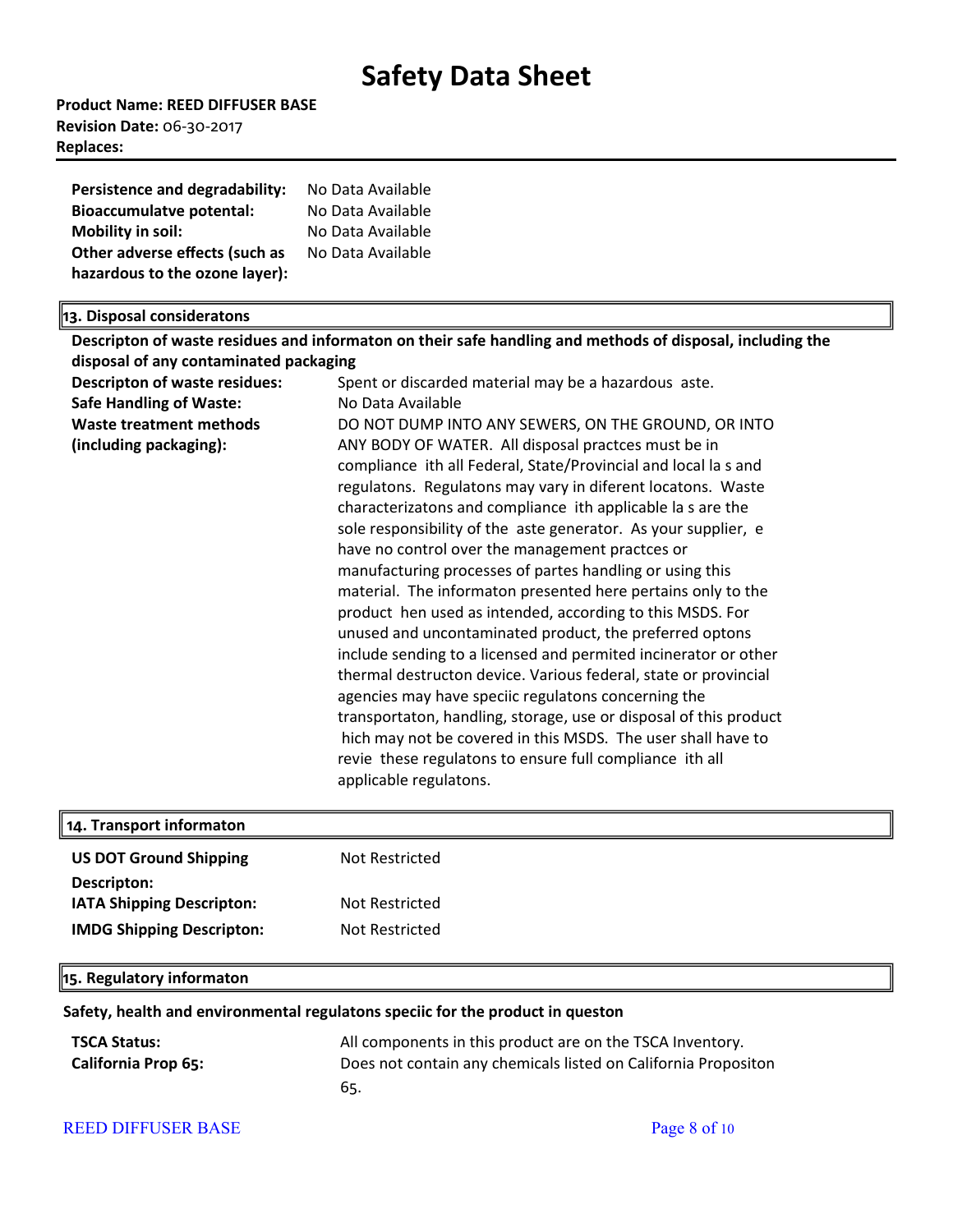# Safety Data Sheet

**Product Name: REED DIFFUSER BASE**
**Revision Date:** 06-30-2017
**Replaces:**

| | |
|---|---|
| **Persistence and degradability:** | No Data Available |
| **Bioaccumulatve potental:** | No Data Available |
| **Mobility in soil:** | No Data Available |
| **Other adverse effects (such as hazardous to the ozone layer):** | No Data Available |

## 13. Disposal consideratons

**Descripton of waste residues and informaton on their safe handling and methods of disposal, including the disposal of any contaminated packaging**

| | |
|---|---|
| **Descripton of waste residues:** | Spent or discarded material may be a hazardous aste. |
| **Safe Handling of Waste:** | No Data Available |
| **Waste treatment methods (including packaging):** | DO NOT DUMP INTO ANY SEWERS, ON THE GROUND, OR INTO ANY BODY OF WATER. All disposal practces must be in compliance ith all Federal, State/Provincial and local la s and regulatons. Regulatons may vary in diferent locatons. Waste characterizatons and compliance ith applicable la s are the sole responsibility of the aste generator. As your supplier, e have no control over the management practces or manufacturing processes of partes handling or using this material. The informaton presented here pertains only to the product hen used as intended, according to this MSDS. For unused and uncontaminated product, the preferred optons include sending to a licensed and permited incinerator or other thermal destructon device. Various federal, state or provincial agencies may have speciic regulatons concerning the transportaton, handling, storage, use or disposal of this product hich may not be covered in this MSDS. The user shall have to revie these regulatons to ensure full compliance ith all applicable regulatons. |

## 14. Transport informaton

| | |
|---|---|
| **US DOT Ground Shipping Descripton:** | Not Restricted |
| **IATA Shipping Descripton:** | Not Restricted |
| **IMDG Shipping Descripton:** | Not Restricted |

## 15. Regulatory informaton

**Safety, health and environmental regulatons speciic for the product in queston**

| | |
|---|---|
| **TSCA Status:** | All components in this product are on the TSCA Inventory. |
| **California Prop 65:** | Does not contain any chemicals listed on California Propositon 65. |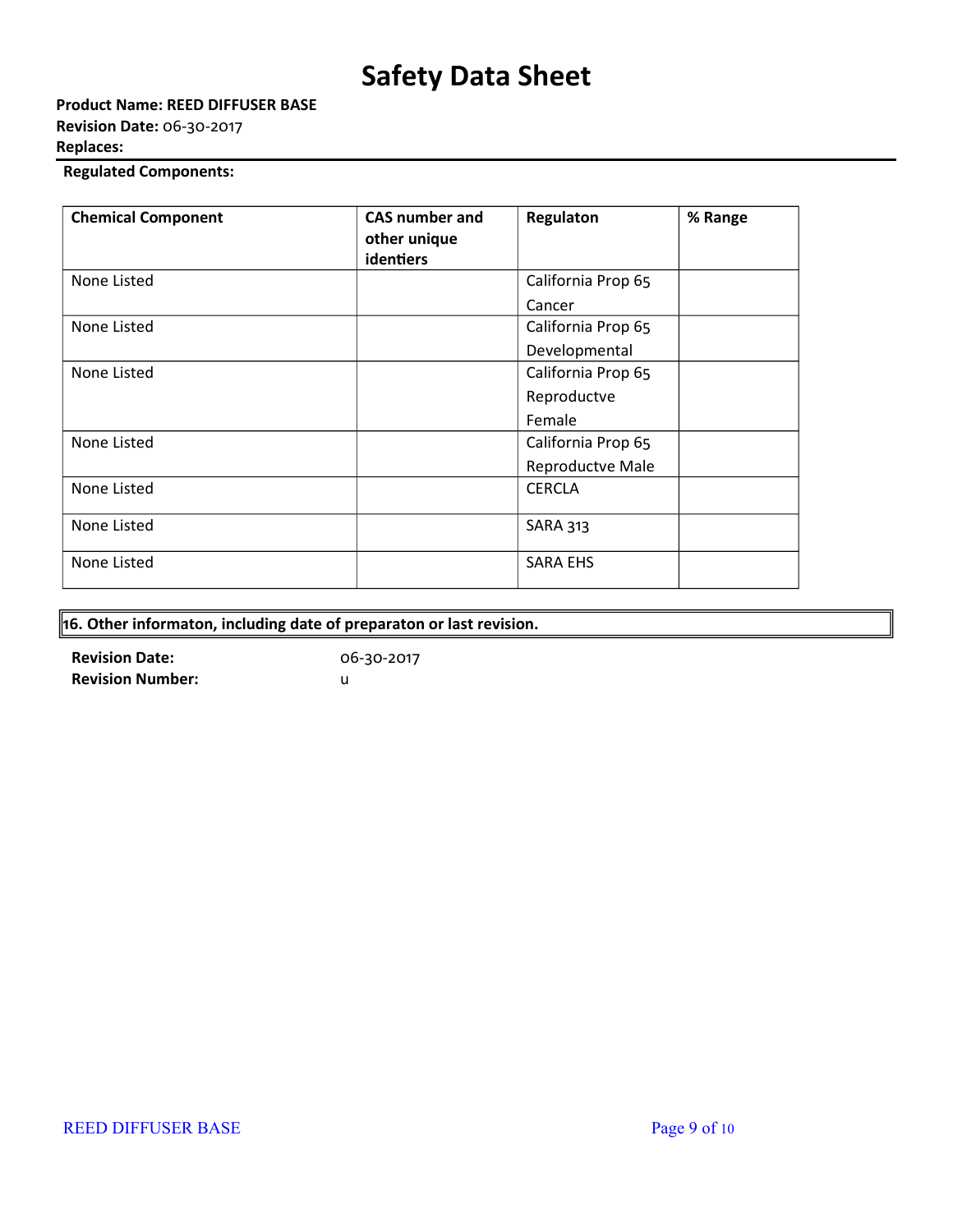# Safety Data Sheet

**Product Name: REED DIFFUSER BASE**
**Revision Date:** 06-30-2017
**Replaces:**

**Regulated Components:**

| Chemical Component | CAS number and other unique identiers | Regulaton | % Range |
|---|---|---|---|
| None Listed | | California Prop 65 Cancer | |
| None Listed | | California Prop 65 Developmental | |
| None Listed | | California Prop 65 Reproductve Female | |
| None Listed | | California Prop 65 Reproductve Male | |
| None Listed | | CERCLA | |
| None Listed | | SARA 313 | |
| None Listed | | SARA EHS | |

## 16. Other informaton, including date of preparaton or last revision.

**Revision Date:** 06-30-2017
**Revision Number:** u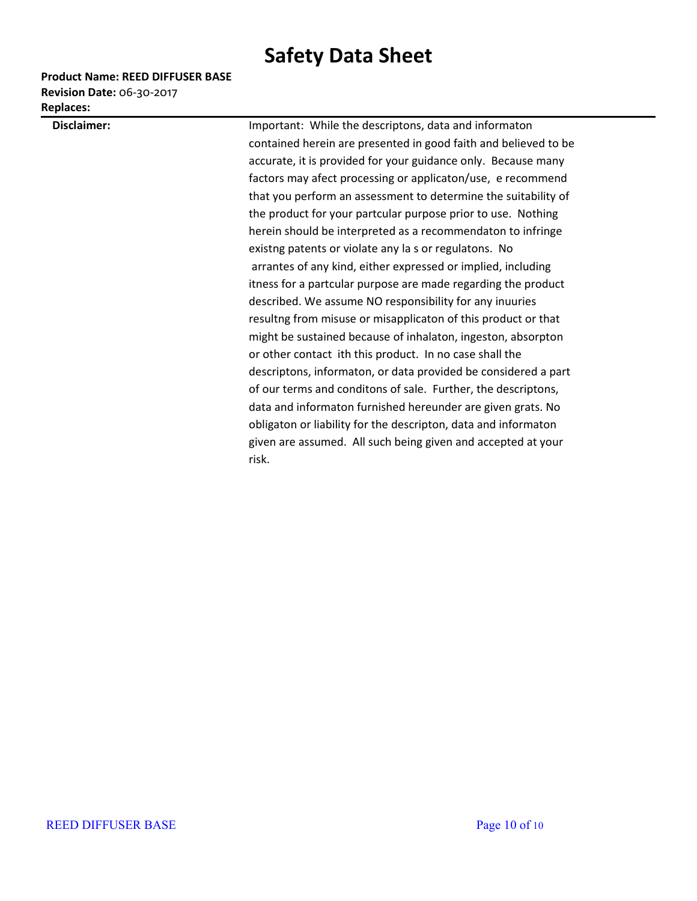# Safety Data Sheet

**Product Name: REED DIFFUSER BASE**
**Revision Date:** 06-30-2017
**Replaces:**

| | |
|---|---|
| **Disclaimer:** | Important: While the descriptons, data and informaton contained herein are presented in good faith and believed to be accurate, it is provided for your guidance only. Because many factors may afect processing or applicaton/use, e recommend that you perform an assessment to determine the suitability of the product for your partcular purpose prior to use. Nothing herein should be interpreted as a recommendaton to infringe existng patents or violate any la s or regulatons. No arrantes of any kind, either expressed or implied, including itness for a partcular purpose are made regarding the product described. We assume NO responsibility for any inuuries resultng from misuse or misapplicaton of this product or that might be sustained because of inhalaton, ingeston, absorpton or other contact ith this product. In no case shall the descriptons, informaton, or data provided be considered a part of our terms and conditons of sale. Further, the descriptons, data and informaton furnished hereunder are given grats. No obligaton or liability for the descripton, data and informaton given are assumed. All such being given and accepted at your risk. |